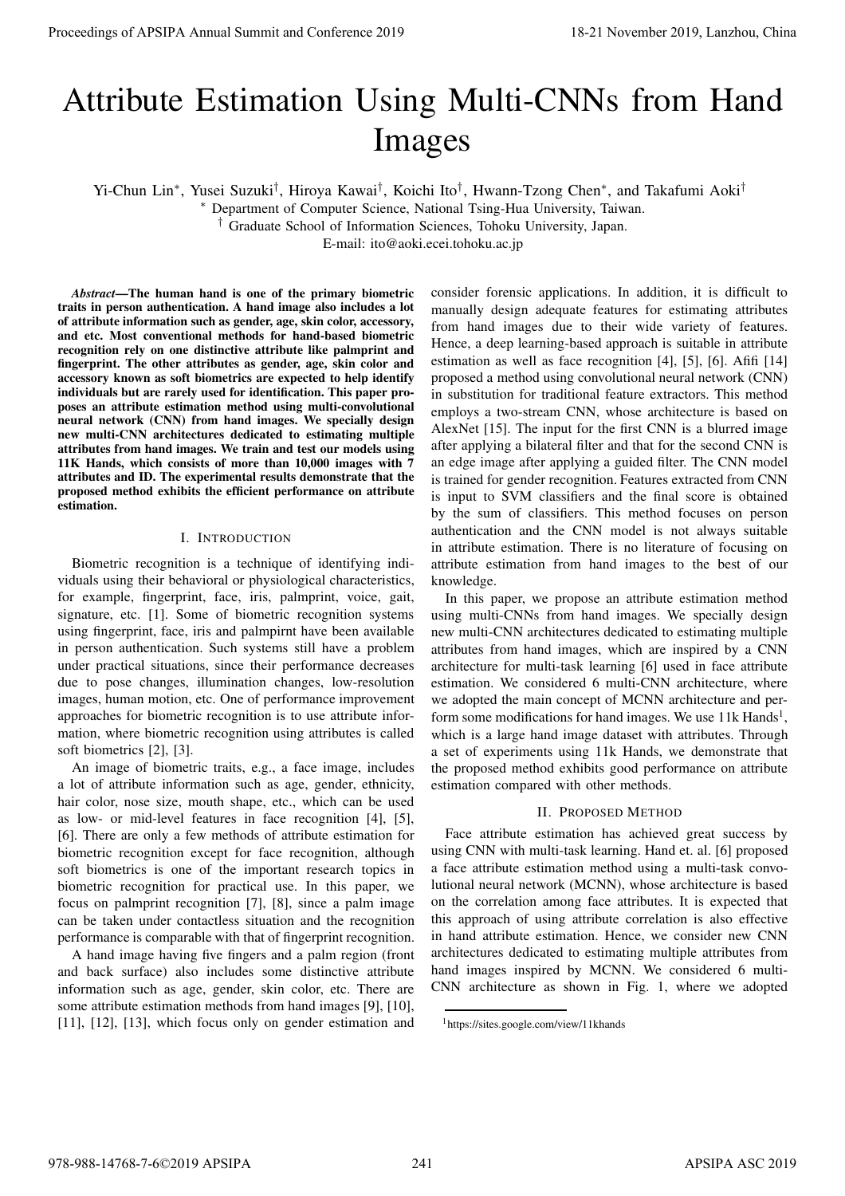# Attribute Estimation Using Multi-CNNs from Hand Images

Yi-Chun Lin[*], Yusei Suzuki[†], Hiroya Kawai[†], Koichi Ito[†], Hwann-Tzong Chen[*], and Takafumi Aoki[†]

[*] Department of Computer Science, National Tsing-Hua University, Taiwan.

[†] Graduate School of Information Sciences, Tohoku University, Japan.

E-mail: ito@aoki.ecei.tohoku.ac.jp

***Abstract*—The human hand is one of the primary biometric traits in person authentication. A hand image also includes a lot of attribute information such as gender, age, skin color, accessory, and etc. Most conventional methods for hand-based biometric recognition rely on one distinctive attribute like palmprint and fingerprint. The other attributes as gender, age, skin color and accessory known as soft biometrics are expected to help identify individuals but are rarely used for identification. This paper proposes an attribute estimation method using multi-convolutional neural network (CNN) from hand images. We specially design new multi-CNN architectures dedicated to estimating multiple attributes from hand images. We train and test our models using 11K Hands, which consists of more than 10,000 images with 7 attributes and ID. The experimental results demonstrate that the proposed method exhibits the efficient performance on attribute estimation.**

## I. Introduction

Biometric recognition is a technique of identifying individuals using their behavioral or physiological characteristics, for example, fingerprint, face, iris, palmprint, voice, gait, signature, etc. [1]. Some of biometric recognition systems using fingerprint, face, iris and palmpirnt have been available in person authentication. Such systems still have a problem under practical situations, since their performance decreases due to pose changes, illumination changes, low-resolution images, human motion, etc. One of performance improvement approaches for biometric recognition is to use attribute information, where biometric recognition using attributes is called soft biometrics [2], [3].

An image of biometric traits, e.g., a face image, includes a lot of attribute information such as age, gender, ethnicity, hair color, nose size, mouth shape, etc., which can be used as low- or mid-level features in face recognition [4], [5], [6]. There are only a few methods of attribute estimation for biometric recognition except for face recognition, although soft biometrics is one of the important research topics in biometric recognition for practical use. In this paper, we focus on palmprint recognition [7], [8], since a palm image can be taken under contactless situation and the recognition performance is comparable with that of fingerprint recognition.

A hand image having five fingers and a palm region (front and back surface) also includes some distinctive attribute information such as age, gender, skin color, etc. There are some attribute estimation methods from hand images [9], [10], [11], [12], [13], which focus only on gender estimation and consider forensic applications. In addition, it is difficult to manually design adequate features for estimating attributes from hand images due to their wide variety of features. Hence, a deep learning-based approach is suitable in attribute estimation as well as face recognition [4], [5], [6]. Afifi [14] proposed a method using convolutional neural network (CNN) in substitution for traditional feature extractors. This method employs a two-stream CNN, whose architecture is based on AlexNet [15]. The input for the first CNN is a blurred image after applying a bilateral filter and that for the second CNN is an edge image after applying a guided filter. The CNN model is trained for gender recognition. Features extracted from CNN is input to SVM classifiers and the final score is obtained by the sum of classifiers. This method focuses on person authentication and the CNN model is not always suitable in attribute estimation. There is no literature of focusing on attribute estimation from hand images to the best of our knowledge.

In this paper, we propose an attribute estimation method using multi-CNNs from hand images. We specially design new multi-CNN architectures dedicated to estimating multiple attributes from hand images, which are inspired by a CNN architecture for multi-task learning [6] used in face attribute estimation. We considered 6 multi-CNN architecture, where we adopted the main concept of MCNN architecture and perform some modifications for hand images. We use 11k Hands[1], which is a large hand image dataset with attributes. Through a set of experiments using 11k Hands, we demonstrate that the proposed method exhibits good performance on attribute estimation compared with other methods.

## II. Proposed Method

Face attribute estimation has achieved great success by using CNN with multi-task learning. Hand et. al. [6] proposed a face attribute estimation method using a multi-task convolutional neural network (MCNN), whose architecture is based on the correlation among face attributes. It is expected that this approach of using attribute correlation is also effective in hand attribute estimation. Hence, we consider new CNN architectures dedicated to estimating multiple attributes from hand images inspired by MCNN. We considered 6 multi-CNN architecture as shown in Fig. 1, where we adopted

[1] https://sites.google.com/view/11khands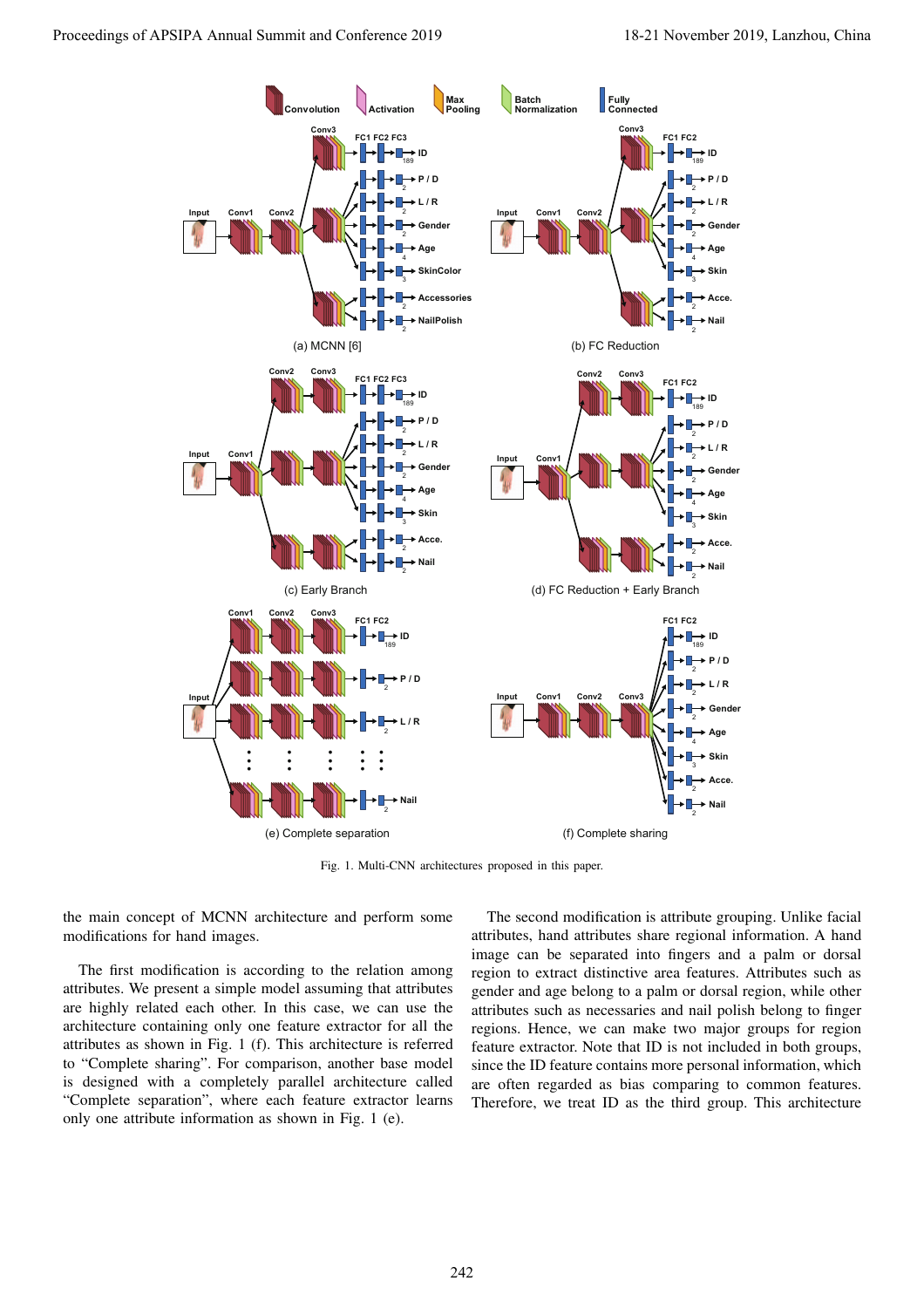Fig. 1. Multi-CNN architectures proposed in this paper.

the main concept of MCNN architecture and perform some modifications for hand images.

The first modification is according to the relation among attributes. We present a simple model assuming that attributes are highly related each other. In this case, we use the architecture containing only one feature extractor for all the attributes as shown in Fig. 1 (f). This architecture is referred to "Complete sharing". For comparison, another base model is designed with a completely parallel architecture called "Complete separation", where each feature extractor learns only one attribute information as shown in Fig. 1 (e).

The second modification is attribute grouping. Unlike facial attributes, hand attributes share regional information. A hand image can be separated into fingers and a palm or dorsal region to extract distinctive area features. Attributes such as gender and age belong to a palm or dorsal region, while other attributes such as necessaries and nail polish belong to finger regions. Hence, we can make two major groups for region feature extractor. Note that ID is not included in both groups, since the ID feature contains more personal information, which are often regarded as bias comparing to common features. Therefore, we treat ID as the third group. This architecture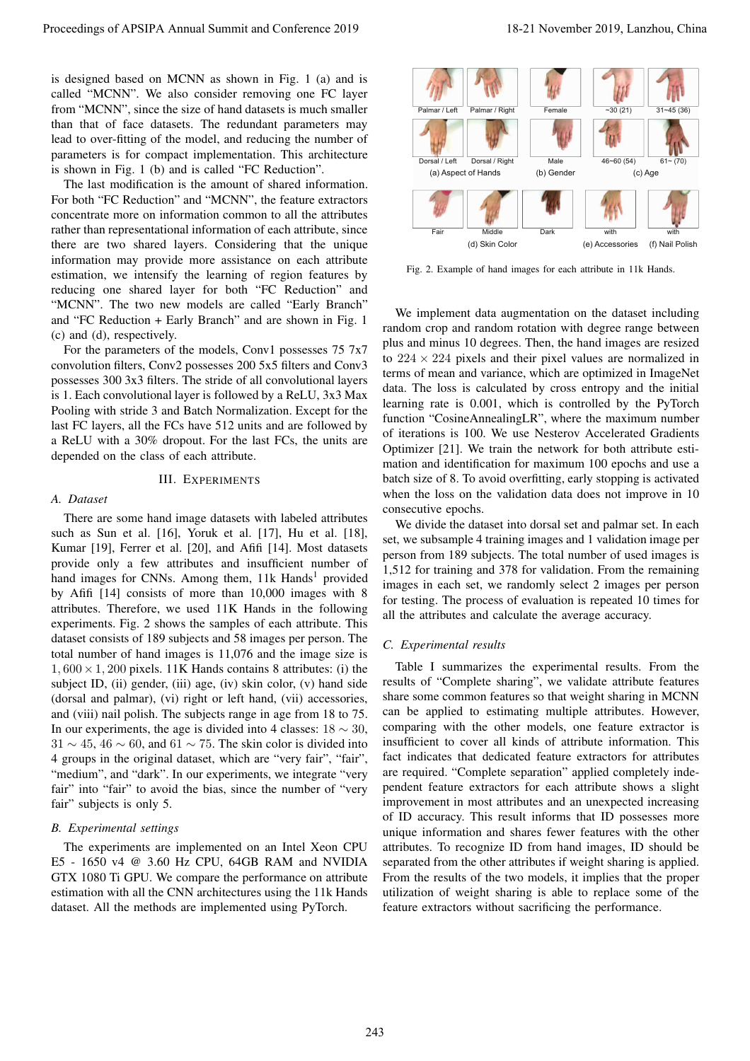is designed based on MCNN as shown in Fig. 1 (a) and is called "MCNN". We also consider removing one FC layer from "MCNN", since the size of hand datasets is much smaller than that of face datasets. The redundant parameters may lead to over-fitting of the model, and reducing the number of parameters is for compact implementation. This architecture is shown in Fig. 1 (b) and is called "FC Reduction".

The last modification is the amount of shared information. For both "FC Reduction" and "MCNN", the feature extractors concentrate more on information common to all the attributes rather than representational information of each attribute, since there are two shared layers. Considering that the unique information may provide more assistance on each attribute estimation, we intensify the learning of region features by reducing one shared layer for both "FC Reduction" and "MCNN". The two new models are called "Early Branch" and "FC Reduction + Early Branch" and are shown in Fig. 1 (c) and (d), respectively.

For the parameters of the models, Conv1 possesses 75 7x7 convolution filters, Conv2 possesses 200 5x5 filters and Conv3 possesses 300 3x3 filters. The stride of all convolutional layers is 1. Each convolutional layer is followed by a ReLU, 3x3 Max Pooling with stride 3 and Batch Normalization. Except for the last FC layers, all the FCs have 512 units and are followed by a ReLU with a 30% dropout. For the last FCs, the units are depended on the class of each attribute.

## III. Experiments

### A. Dataset

There are some hand image datasets with labeled attributes such as Sun et al. [16], Yoruk et al. [17], Hu et al. [18], Kumar [19], Ferrer et al. [20], and Afifi [14]. Most datasets provide only a few attributes and insufficient number of hand images for CNNs. Among them, 11k Hands[1] provided by Afifi [14] consists of more than 10,000 images with 8 attributes. Therefore, we used 11K Hands in the following experiments. Fig. 2 shows the samples of each attribute. This dataset consists of 189 subjects and 58 images per person. The total number of hand images is 11,076 and the image size is $1,600 \times 1,200$ pixels. 11K Hands contains 8 attributes: (i) the subject ID, (ii) gender, (iii) age, (iv) skin color, (v) hand side (dorsal and palmar), (vi) right or left hand, (vii) accessories, and (viii) nail polish. The subjects range in age from 18 to 75. In our experiments, the age is divided into 4 classes: $18 \sim 30$, $31 \sim 45$, $46 \sim 60$, and $61 \sim 75$. The skin color is divided into 4 groups in the original dataset, which are "very fair", "fair", "medium", and "dark". In our experiments, we integrate "very fair" into "fair" to avoid the bias, since the number of "very fair" subjects is only 5.

### B. Experimental settings

The experiments are implemented on an Intel Xeon CPU E5 - 1650 v4 @ 3.60 Hz CPU, 64GB RAM and NVIDIA GTX 1080 Ti GPU. We compare the performance on attribute estimation with all the CNN architectures using the 11k Hands dataset. All the methods are implemented using PyTorch.

Palmar / Left, Palmar / Right, Dorsal / Left, Dorsal / Right — (a) Aspect of Hands; Female, Male — (b) Gender; ~30 (21), 31~45 (36), 46~60 (54), 61~ (70) — (c) Age; Fair, Middle, Dark — (d) Skin Color; with — (e) Accessories; with — (f) Nail Polish

Fig. 2. Example of hand images for each attribute in 11k Hands.

We implement data augmentation on the dataset including random crop and random rotation with degree range between plus and minus 10 degrees. Then, the hand images are resized to $224 \times 224$ pixels and their pixel values are normalized in terms of mean and variance, which are optimized in ImageNet data. The loss is calculated by cross entropy and the initial learning rate is 0.001, which is controlled by the PyTorch function "CosineAnnealingLR", where the maximum number of iterations is 100. We use Nesterov Accelerated Gradients Optimizer [21]. We train the network for both attribute estimation and identification for maximum 100 epochs and use a batch size of 8. To avoid overfitting, early stopping is activated when the loss on the validation data does not improve in 10 consecutive epochs.

We divide the dataset into dorsal set and palmar set. In each set, we subsample 4 training images and 1 validation image per person from 189 subjects. The total number of used images is 1,512 for training and 378 for validation. From the remaining images in each set, we randomly select 2 images per person for testing. The process of evaluation is repeated 10 times for all the attributes and calculate the average accuracy.

### C. Experimental results

Table I summarizes the experimental results. From the results of "Complete sharing", we validate attribute features share some common features so that weight sharing in MCNN can be applied to estimating multiple attributes. However, comparing with the other models, one feature extractor is insufficient to cover all kinds of attribute information. This fact indicates that dedicated feature extractors for attributes are required. "Complete separation" applied completely independent feature extractors for each attribute shows a slight improvement in most attributes and an unexpected increasing of ID accuracy. This result informs that ID possesses more unique information and shares fewer features with the other attributes. To recognize ID from hand images, ID should be separated from the other attributes if weight sharing is applied. From the results of the two models, it implies that the proper utilization of weight sharing is able to replace some of the feature extractors without sacrificing the performance.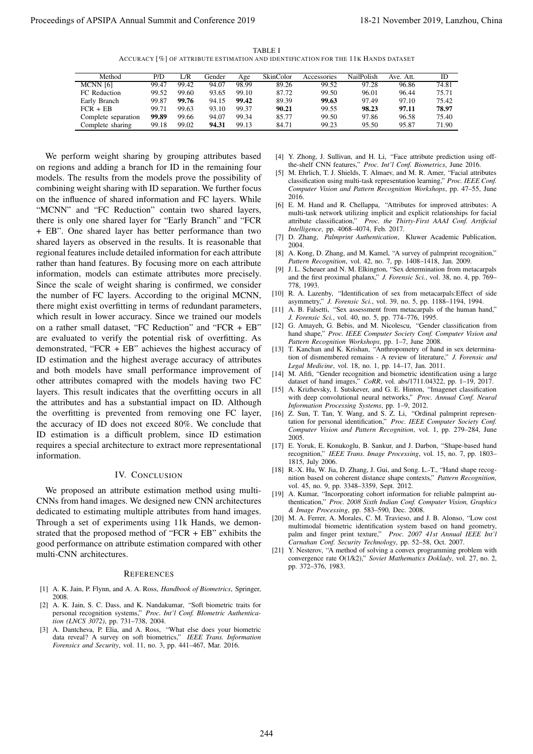TABLE I
ACCURACY [%] OF ATTRIBUTE ESTIMATION AND IDENTIFICATION FOR THE 11K HANDS DATASET

| Method | P/D | L/R | Gender | Age | SkinColor | Accessories | NailPolish | Ave. Att. | ID |
|---|---|---|---|---|---|---|---|---|---|
| MCNN [6] | 99.47 | 99.42 | 94.07 | 98.99 | 89.26 | 99.52 | 97.28 | 96.86 | 74.81 |
| FC Reduction | 99.52 | 99.60 | 93.65 | 99.10 | 87.72 | 99.50 | 96.01 | 96.44 | 75.71 |
| Early Branch | 99.87 | **99.76** | 94.15 | **99.42** | 89.39 | **99.63** | 97.49 | 97.10 | 75.42 |
| FCR + EB | 99.71 | 99.63 | 93.10 | 99.37 | **90.21** | 99.55 | **98.23** | **97.11** | **78.97** |
| Complete separation | **99.89** | 99.66 | 94.07 | 99.34 | 85.77 | 99.50 | 97.86 | 96.58 | 75.40 |
| Complete sharing | 99.18 | 99.02 | **94.31** | 99.13 | 84.71 | 99.23 | 95.50 | 95.87 | 71.90 |

We perform weight sharing by grouping attributes based on regions and adding a branch for ID in the remaining four models. The results from the models prove the possibility of combining weight sharing with ID separation. We further focus on the influence of shared information and FC layers. While "MCNN" and "FC Reduction" contain two shared layers, there is only one shared layer for "Early Branch" and "FCR + EB". One shared layer has better performance than two shared layers as observed in the results. It is reasonable that regional features include detailed information for each attribute rather than hand features. By focusing more on each attribute information, models can estimate attributes more precisely. Since the scale of weight sharing is confirmed, we consider the number of FC layers. According to the original MCNN, there might exist overfitting in terms of redundant parameters, which result in lower accuracy. Since we trained our models on a rather small dataset, "FC Reduction" and "FCR + EB" are evaluated to verify the potential risk of overfitting. As demonstrated, "FCR + EB" achieves the highest accuracy of ID estimation and the highest average accuracy of attributes and both models have small performance improvement of other attributes comapred with the models having two FC layers. This result indicates that the overfitting occurs in all the attributes and has a substantial impact on ID. Although the overfitting is prevented from removing one FC layer, the accuracy of ID does not exceed 80%. We conclude that ID estimation is a difficult problem, since ID estimation requires a special architecture to extract more representational information.

## IV. CONCLUSION

We proposed an attribute estimation method using multi-CNNs from hand images. We designed new CNN architectures dedicated to estimating multiple attributes from hand images. Through a set of experiments using 11k Hands, we demonstrated that the proposed method of "FCR + EB" exhibits the good performance on attribute estimation compared with other multi-CNN architectures.

## REFERENCES

[1] A. K. Jain, P. Flynn, and A. A. Ross, *Handbook of Biometrics*, Springer, 2008.

[2] A. K. Jain, S. C. Dass, and K. Nandakumar, "Soft biometric traits for personal recognition systems," *Proc. Int'l Conf. BIometric Authentication (LNCS 3072)*, pp. 731–738, 2004.

[3] A. Dantcheva, P. Elia, and A. Ross, "What else does your biometric data reveal? A survey on soft biometrics," *IEEE Trans. Information Forensics and Security*, vol. 11, no. 3, pp. 441–467, Mar. 2016.

[4] Y. Zhong, J. Sullivan, and H. Li, "Face attribute prediction using off-the-shelf CNN features," *Proc. Int'l Conf. Biometrics*, June 2016.

[5] M. Ehrlich, T. J. Shields, T. Almaev, and M. R. Amer, "Facial attributes classification using multi-task representation learning," *Proc. IEEE Conf. Computer Vision and Pattern Recognition Workshops*, pp. 47–55, June 2016.

[6] E. M. Hand and R. Chellappa, "Attributes for improved attributes: A multi-task network utilizing implicit and explicit relationships for facial attribute classification," *Proc. the Thirty-First AAAI Conf. Artificial Intelligence*, pp. 4068–4074, Feb. 2017.

[7] D. Zhang, *Palmprint Authentication*, Kluwer Academic Publication, 2004.

[8] A. Kong, D. Zhang, and M. Kamel, "A survey of palmprint recognition," *Pattern Recognition*, vol. 42, no. 7, pp. 1408–1418, Jan. 2009.

[9] J. L. Scheuer and N. M. Elkington, "Sex determination from metacarpals and the first proximal phalanx," *J. Forensic Sci.*, vol. 38, no. 4, pp. 769–778, 1993.

[10] R. A. Lazenby, "Identification of sex from metacarpals:Effect of side asymmetry," *J. Forensic Sci.*, vol. 39, no. 5, pp. 1188–1194, 1994.

[11] A. B. Falsetti, "Sex assessment from metacarpals of the human hand," *J. Forensic Sci.*, vol. 40, no. 5, pp. 774–776, 1995.

[12] G. Amayeh, G. Bebis, and M. Nicolescu, "Gender classification from hand shape," *Proc. IEEE Computer Society Conf. Computer Vision and Pattern Recognition Workshops*, pp. 1–7, June 2008.

[13] T. Kanchan and K. Krishan, "Anthropometry of hand in sex determination of dismembered remains - A review of literature," *J. Forensic and Legal Medicine*, vol. 18, no. 1, pp. 14–17, Jan. 2011.

[14] M. Afifi, "Gender recognition and biometric identification using a large dataset of hand images," *CoRR*, vol. abs/1711.04322, pp. 1–19, 2017.

[15] A. Krizhevsky, I. Sutskever, and G. E. Hinton, "Imagenet classification with deep convolutional neural networks," *Proc. Annual Conf. Neural Information Processing Systems*, pp. 1–9, 2012.

[16] Z. Sun, T. Tan, Y. Wang, and S. Z. Li, "Ordinal palmprint representation for personal identification," *Proc. IEEE Computer Society Conf. Computer Vision and Pattern Recognition*, vol. 1, pp. 279–284, June 2005.

[17] E. Yoruk, E. Konukoglu, B. Sankur, and J. Darbon, "Shape-based hand recognition," *IEEE Trans. Image Processing*, vol. 15, no. 7, pp. 1803–1815, July 2006.

[18] R.-X. Hu, W. Jia, D. Zhang, J. Gui, and Song. L.-T., "Hand shape recognition based on coherent distance shape contexts," *Pattern Recognition*, vol. 45, no. 9, pp. 3348–3359, Sept. 2012.

[19] A. Kumar, "Incorporating cohort information for reliable palmprint authentication," *Proc. 2008 Sixth Indian Conf. Computer Vision, Graphics & Image Processing*, pp. 583–590, Dec. 2008.

[20] M. A. Ferrer, A. Morales, C. M. Travieso, and J. B. Alonso, "Low cost multimodal biometric identification system based on hand geometry, palm and finger print texture," *Proc. 2007 41st Annual IEEE Int'l Carnahan Conf. Security Technology*, pp. 52–58, Oct. 2007.

[21] Y. Nesterov, "A method of solving a convex programming problem with convergence rate O(1/k2)," *Soviet Mathematics Doklady*, vol. 27, no. 2, pp. 372–376, 1983.